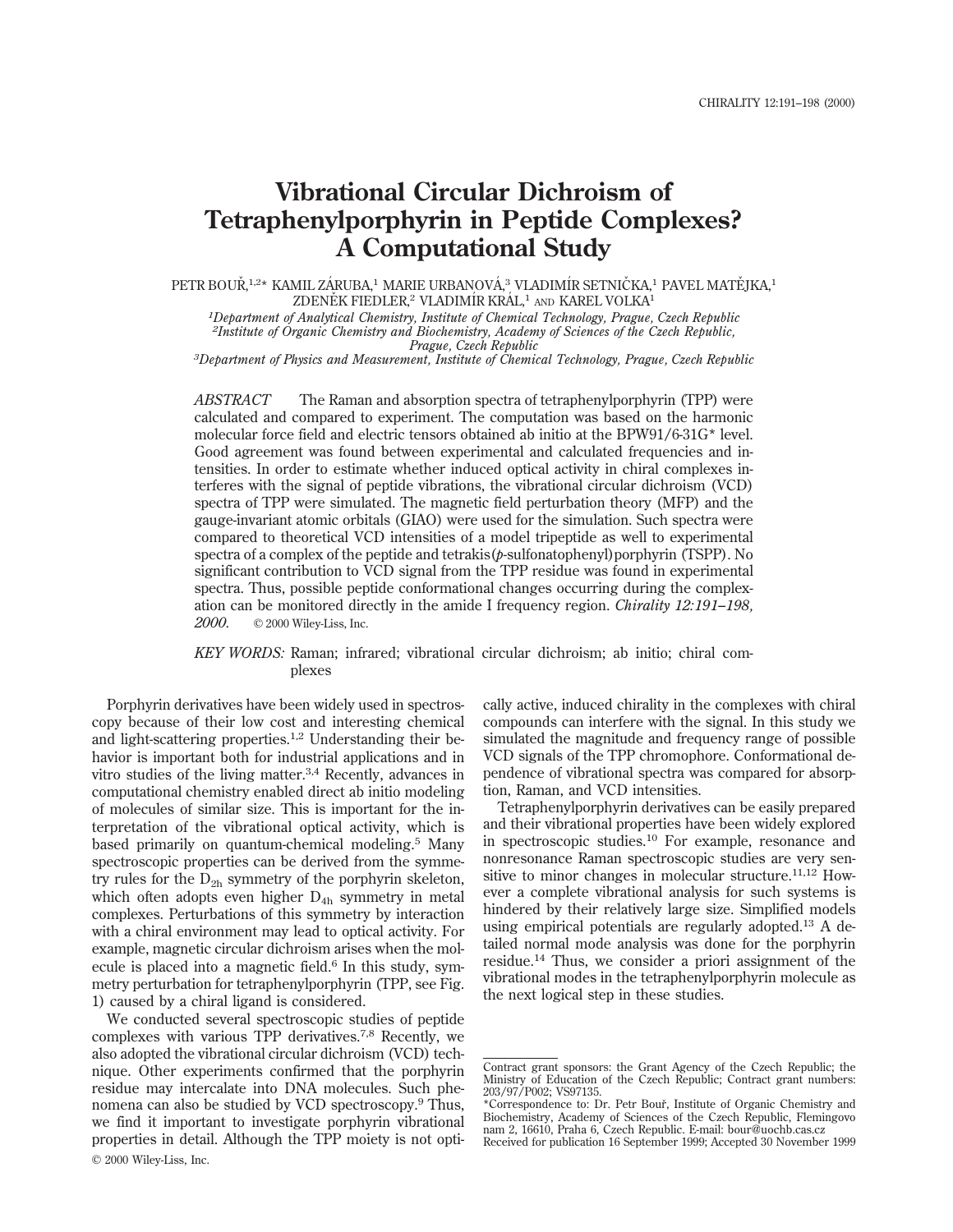# Vibrational Circular Dichroism of Tetraphenylporphyrin in Peptide Complexes? A Computational Study

PETR BOUŘ,[1,2]* KAMIL ZÁRUBA,[1] MARIE URBANOVÁ,[3] VLADIMÍR SETNIČKA,[1] PAVEL MATĚJKA,[1] ZDENĚK FIEDLER,[2] VLADIMÍR KRÁL,[1] AND KAREL VOLKA[1]

[1]*Department of Analytical Chemistry, Institute of Chemical Technology, Prague, Czech Republic*
[2]*Institute of Organic Chemistry and Biochemistry, Academy of Sciences of the Czech Republic, Prague, Czech Republic*
[3]*Department of Physics and Measurement, Institute of Chemical Technology, Prague, Czech Republic*

*ABSTRACT* The Raman and absorption spectra of tetraphenylporphyrin (TPP) were calculated and compared to experiment. The computation was based on the harmonic molecular force field and electric tensors obtained ab initio at the BPW91/6-31G* level. Good agreement was found between experimental and calculated frequencies and intensities. In order to estimate whether induced optical activity in chiral complexes interferes with the signal of peptide vibrations, the vibrational circular dichroism (VCD) spectra of TPP were simulated. The magnetic field perturbation theory (MFP) and the gauge-invariant atomic orbitals (GIAO) were used for the simulation. Such spectra were compared to theoretical VCD intensities of a model tripeptide as well to experimental spectra of a complex of the peptide and tetrakis(*p*-sulfonatophenyl)porphyrin (TSPP). No significant contribution to VCD signal from the TPP residue was found in experimental spectra. Thus, possible peptide conformational changes occurring during the complexation can be monitored directly in the amide I frequency region. *Chirality 12:191–198, 2000.* © 2000 Wiley-Liss, Inc.

*KEY WORDS:* Raman; infrared; vibrational circular dichroism; ab initio; chiral complexes

Porphyrin derivatives have been widely used in spectroscopy because of their low cost and interesting chemical and light-scattering properties.[1,2] Understanding their behavior is important both for industrial applications and in vitro studies of the living matter.[3,4] Recently, advances in computational chemistry enabled direct ab initio modeling of molecules of similar size. This is important for the interpretation of the vibrational optical activity, which is based primarily on quantum-chemical modeling.[5] Many spectroscopic properties can be derived from the symmetry rules for the $D_{2h}$ symmetry of the porphyrin skeleton, which often adopts even higher $D_{4h}$ symmetry in metal complexes. Perturbations of this symmetry by interaction with a chiral environment may lead to optical activity. For example, magnetic circular dichroism arises when the molecule is placed into a magnetic field.[6] In this study, symmetry perturbation for tetraphenylporphyrin (TPP, see Fig. 1) caused by a chiral ligand is considered.

We conducted several spectroscopic studies of peptide complexes with various TPP derivatives.[7,8] Recently, we also adopted the vibrational circular dichroism (VCD) technique. Other experiments confirmed that the porphyrin residue may intercalate into DNA molecules. Such phenomena can also be studied by VCD spectroscopy.[9] Thus, we find it important to investigate porphyrin vibrational properties in detail. Although the TPP moiety is not optically active, induced chirality in the complexes with chiral compounds can interfere with the signal. In this study we simulated the magnitude and frequency range of possible VCD signals of the TPP chromophore. Conformational dependence of vibrational spectra was compared for absorption, Raman, and VCD intensities.

Tetraphenylporphyrin derivatives can be easily prepared and their vibrational properties have been widely explored in spectroscopic studies.[10] For example, resonance and nonresonance Raman spectroscopic studies are very sensitive to minor changes in molecular structure.[11,12] However a complete vibrational analysis for such systems is hindered by their relatively large size. Simplified models using empirical potentials are regularly adopted.[13] A detailed normal mode analysis was done for the porphyrin residue.[14] Thus, we consider a priori assignment of the vibrational modes in the tetraphenylporphyrin molecule as the next logical step in these studies.

Contract grant sponsors: the Grant Agency of the Czech Republic; the Ministry of Education of the Czech Republic; Contract grant numbers: 203/97/P002; VS97135.

*Correspondence to: Dr. Petr Bouř, Institute of Organic Chemistry and Biochemistry, Academy of Sciences of the Czech Republic, Flemingovo nam 2, 16610, Praha 6, Czech Republic. E-mail: bour@uochb.cas.cz

Received for publication 16 September 1999; Accepted 30 November 1999

© 2000 Wiley-Liss, Inc.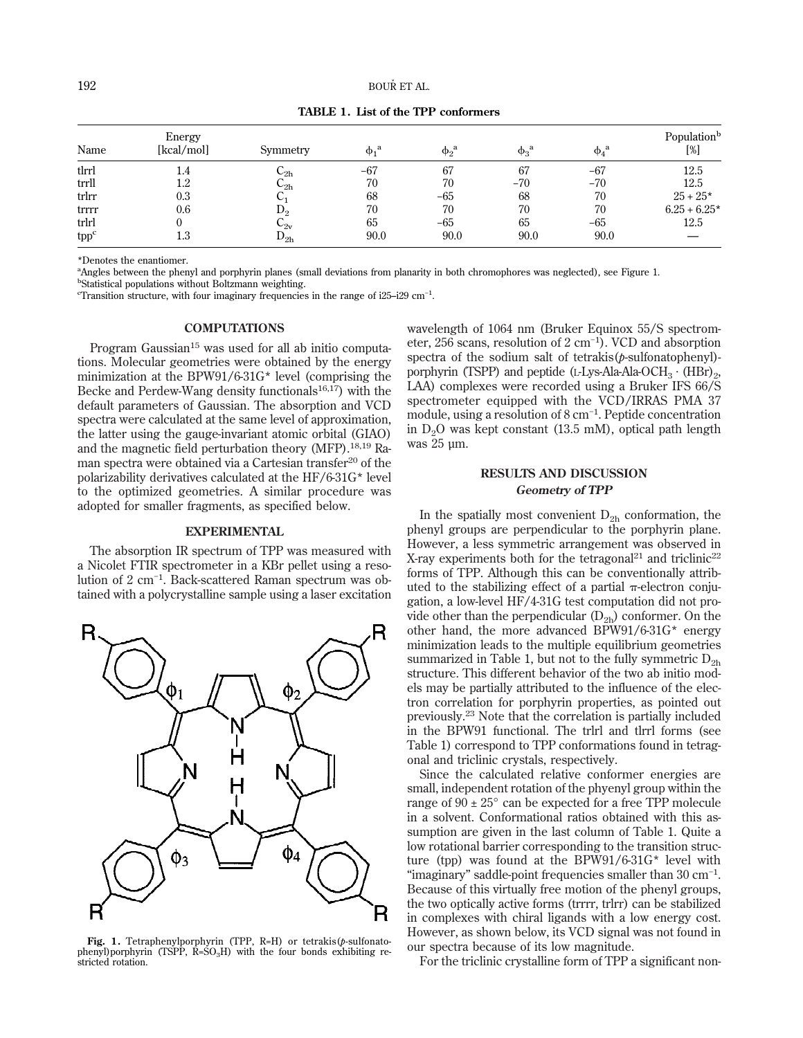**TABLE 1. List of the TPP conformers**

| Name | Energy [kcal/mol] | Symmetry | $\phi_1$[a] | $\phi_2$[a] | $\phi_3$[a] | $\phi_4$[a] | Population[b] [%] |
|---|---|---|---|---|---|---|---|
| tlrrl | 1.4 | $C_{2h}$ | −67 | 67 | 67 | −67 | 12.5 |
| trrll | 1.2 | $C_{2h}$ | 70 | 70 | −70 | −70 | 12.5 |
| trlrr | 0.3 | $C_1$ | 68 | −65 | 68 | 70 | 25 + 25* |
| trrrr | 0.6 | $D_2$ | 70 | 70 | 70 | 70 | 6.25 + 6.25* |
| trlrl | 0 | $C_{2v}$ | 65 | −65 | 65 | −65 | 12.5 |
| tpp[c] | 1.3 | $D_{2h}$ | 90.0 | 90.0 | 90.0 | 90.0 | — |

*Denotes the enantiomer.

[a]Angles between the phenyl and porphyrin planes (small deviations from planarity in both chromophores was neglected), see Figure 1.

[b]Statistical populations without Boltzmann weighting.

[c]Transition structure, with four imaginary frequencies in the range of i25–i29 cm$^{-1}$.

## COMPUTATIONS

Program Gaussian[15] was used for all ab initio computations. Molecular geometries were obtained by the energy minimization at the BPW91/6-31G* level (comprising the Becke and Perdew-Wang density functionals[16,17]) with the default parameters of Gaussian. The absorption and VCD spectra were calculated at the same level of approximation, the latter using the gauge-invariant atomic orbital (GIAO) and the magnetic field perturbation theory (MFP).[18,19] Raman spectra were obtained via a Cartesian transfer[20] of the polarizability derivatives calculated at the HF/6-31G* level to the optimized geometries. A similar procedure was adopted for smaller fragments, as specified below.

## EXPERIMENTAL

The absorption IR spectrum of TPP was measured with a Nicolet FTIR spectrometer in a KBr pellet using a resolution of 2 cm$^{-1}$. Back-scattered Raman spectrum was obtained with a polycrystalline sample using a laser excitation wavelength of 1064 nm (Bruker Equinox 55/S spectrometer, 256 scans, resolution of 2 cm$^{-1}$). VCD and absorption spectra of the sodium salt of tetrakis(*p*-sulfonatophenyl)-porphyrin (TSPP) and peptide (L-Lys-Ala-Ala-$OCH_3$ · $(HBr)_2$, LAA) complexes were recorded using a Bruker IFS 66/S spectrometer equipped with the VCD/IRRAS PMA 37 module, using a resolution of 8 cm$^{-1}$. Peptide concentration in $D_2O$ was kept constant (13.5 mM), optical path length was 25 μm.

**Fig. 1.** Tetraphenylporphyrin (TPP, R=H) or tetrakis(*p*-sulfonatophenyl)porphyrin (TSPP, R=$SO_3H$) with the four bonds exhibiting restricted rotation.

## RESULTS AND DISCUSSION

### *Geometry of TPP*

In the spatially most convenient $D_{2h}$ conformation, the phenyl groups are perpendicular to the porphyrin plane. However, a less symmetric arrangement was observed in X-ray experiments both for the tetragonal[21] and triclinic[22] forms of TPP. Although this can be conventionally attributed to the stabilizing effect of a partial π-electron conjugation, a low-level HF/4-31G test computation did not provide other than the perpendicular ($D_{2h}$) conformer. On the other hand, the more advanced BPW91/6-31G* energy minimization leads to the multiple equilibrium geometries summarized in Table 1, but not to the fully symmetric $D_{2h}$ structure. This different behavior of the two ab initio models may be partially attributed to the influence of the electron correlation for porphyrin properties, as pointed out previously.[23] Note that the correlation is partially included in the BPW91 functional. The trlrl and tlrrl forms (see Table 1) correspond to TPP conformations found in tetragonal and triclinic crystals, respectively.

Since the calculated relative conformer energies are small, independent rotation of the phyenyl group within the range of 90 ± 25° can be expected for a free TPP molecule in a solvent. Conformational ratios obtained with this assumption are given in the last column of Table 1. Quite a low rotational barrier corresponding to the transition structure (tpp) was found at the BPW91/6-31G* level with "imaginary" saddle-point frequencies smaller than 30 cm$^{-1}$. Because of this virtually free motion of the phenyl groups, the two optically active forms (trrrr, trlrr) can be stabilized in complexes with chiral ligands with a low energy cost. However, as shown below, its VCD signal was not found in our spectra because of its low magnitude.

For the triclinic crystalline form of TPP a significant non-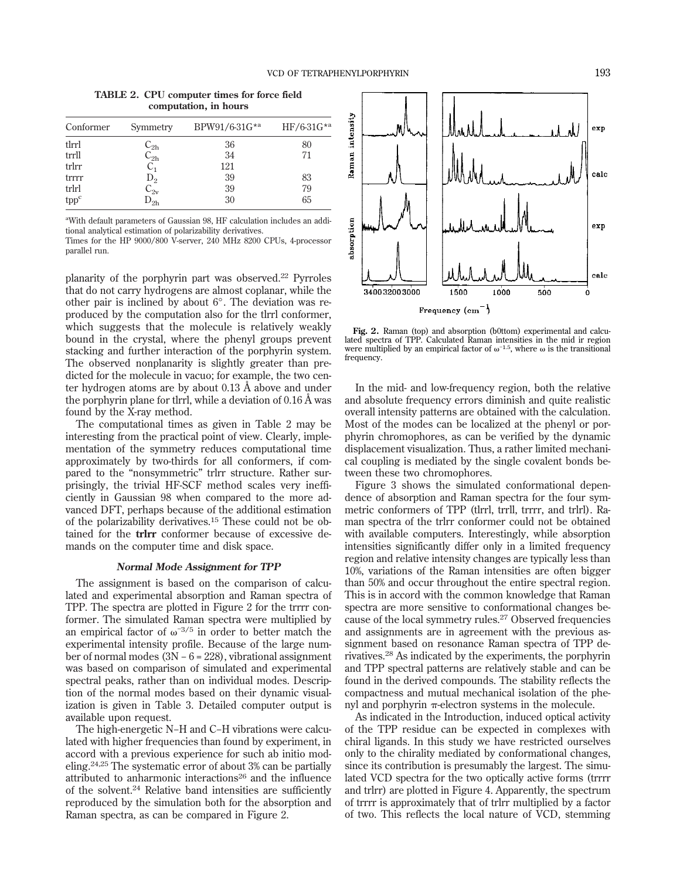**TABLE 2. CPU computer times for force field computation, in hours**

| Conformer | Symmetry | BPW91/6-31G*[a] | HF/6-31G*[a] |
|---|---|---|---|
| tlrrl | $C_{2h}$ | 36 | 80 |
| trrll | $C_{2h}$ | 34 | 71 |
| trlrr | $C_1$ | 121 | |
| trrrr | $D_2$ | 39 | 83 |
| trlrl | $C_{2v}$ | 39 | 79 |
| tpp[c] | $D_{2h}$ | 30 | 65 |

[a]With default parameters of Gaussian 98, HF calculation includes an additional analytical estimation of polarizability derivatives.
Times for the HP 9000/800 V-server, 240 MHz 8200 CPUs, 4-processor parallel run.

planarity of the porphyrin part was observed.[22] Pyrroles that do not carry hydrogens are almost coplanar, while the other pair is inclined by about 6°. The deviation was reproduced by the computation also for the tlrrl conformer, which suggests that the molecule is relatively weakly bound in the crystal, where the phenyl groups prevent stacking and further interaction of the porphyrin system. The observed nonplanarity is slightly greater than predicted for the molecule in vacuo; for example, the two center hydrogen atoms are by about 0.13 Å above and under the porphyrin plane for tlrrl, while a deviation of 0.16 Å was found by the X-ray method.

The computational times as given in Table 2 may be interesting from the practical point of view. Clearly, implementation of the symmetry reduces computational time approximately by two-thirds for all conformers, if compared to the "nonsymmetric" trlrr structure. Rather surprisingly, the trivial HF-SCF method scales very inefficiently in Gaussian 98 when compared to the more advanced DFT, perhaps because of the additional estimation of the polarizability derivatives.[15] These could not be obtained for the **trlrr** conformer because of excessive demands on the computer time and disk space.

### *Normal Mode Assignment for TPP*

The assignment is based on the comparison of calculated and experimental absorption and Raman spectra of TPP. The spectra are plotted in Figure 2 for the trrrr conformer. The simulated Raman spectra were multiplied by an empirical factor of $\omega^{-3/5}$ in order to better match the experimental intensity profile. Because of the large number of normal modes ($3N - 6 = 228$), vibrational assignment was based on comparison of simulated and experimental spectral peaks, rather than on individual modes. Description of the normal modes based on their dynamic visualization is given in Table 3. Detailed computer output is available upon request.

The high-energetic N–H and C–H vibrations were calculated with higher frequencies than found by experiment, in accord with a previous experience for such ab initio modeling.[24,25] The systematic error of about 3% can be partially attributed to anharmonic interactions[26] and the influence of the solvent.[24] Relative band intensities are sufficiently reproduced by the simulation both for the absorption and Raman spectra, as can be compared in Figure 2.

**Fig. 2.** Raman (top) and absorption (b0ttom) experimental and calculated spectra of TPP. Calculated Raman intensities in the mid ir region were multiplied by an empirical factor of $\omega^{-1.5}$, where $\omega$ is the transitional frequency.

In the mid- and low-frequency region, both the relative and absolute frequency errors diminish and quite realistic overall intensity patterns are obtained with the calculation. Most of the modes can be localized at the phenyl or porphyrin chromophores, as can be verified by the dynamic displacement visualization. Thus, a rather limited mechanical coupling is mediated by the single covalent bonds between these two chromophores.

Figure 3 shows the simulated conformational dependence of absorption and Raman spectra for the four symmetric conformers of TPP (tlrrl, trrll, trrrr, and trlrl). Raman spectra of the trlrr conformer could not be obtained with available computers. Interestingly, while absorption intensities significantly differ only in a limited frequency region and relative intensity changes are typically less than 10%, variations of the Raman intensities are often bigger than 50% and occur throughout the entire spectral region. This is in accord with the common knowledge that Raman spectra are more sensitive to conformational changes because of the local symmetry rules.[27] Observed frequencies and assignments are in agreement with the previous assignment based on resonance Raman spectra of TPP derivatives.[28] As indicated by the experiments, the porphyrin and TPP spectral patterns are relatively stable and can be found in the derived compounds. The stability reflects the compactness and mutual mechanical isolation of the phenyl and porphyrin π-electron systems in the molecule.

As indicated in the Introduction, induced optical activity of the TPP residue can be expected in complexes with chiral ligands. In this study we have restricted ourselves only to the chirality mediated by conformational changes, since its contribution is presumably the largest. The simulated VCD spectra for the two optically active forms (trrrr and trlrr) are plotted in Figure 4. Apparently, the spectrum of trrrr is approximately that of trlrr multiplied by a factor of two. This reflects the local nature of VCD, stemming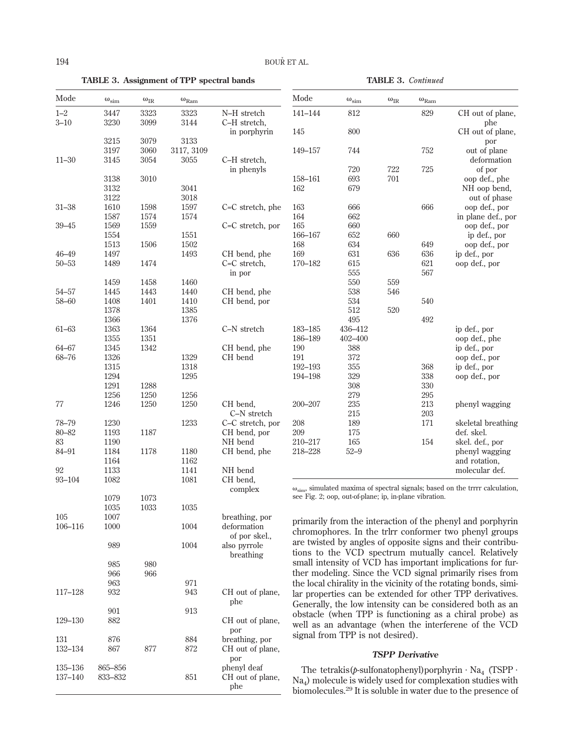**TABLE 3. Assignment of TPP spectral bands**

| Mode | $\omega_{sim}$ | $\omega_{IR}$ | $\omega_{Ram}$ | |
|---|---|---|---|---|
| 1–2 | 3447 | 3323 | 3323 | N–H stretch |
| 3–10 | 3230 | 3099 | 3144 | C–H stretch, in porphyrin |
| | 3215 | 3079 | 3133 | |
| | 3197 | 3060 | 3117, 3109 | |
| 11–30 | 3145 | 3054 | 3055 | C–H stretch, in phenyls |
| | 3138 | 3010 | | |
| | 3132 | | 3041 | |
| | 3122 | | 3018 | |
| 31–38 | 1610 | 1598 | 1597 | C=C stretch, phe |
| | 1587 | 1574 | 1574 | |
| 39–45 | 1569 | 1559 | | C=C stretch, por |
| | 1554 | | 1551 | |
| | 1513 | 1506 | 1502 | |
| 46–49 | 1497 | | 1493 | CH bend, phe |
| 50–53 | 1489 | 1474 | | C=C stretch, in por |
| | 1459 | 1458 | 1460 | |
| 54–57 | 1445 | 1443 | 1440 | CH bend, phe |
| 58–60 | 1408 | 1401 | 1410 | CH bend, por |
| | 1378 | | 1385 | |
| | 1366 | | 1376 | |
| 61–63 | 1363 | 1364 | | C–N stretch |
| | 1355 | 1351 | | |
| 64–67 | 1345 | 1342 | | CH bend, phe |
| 68–76 | 1326 | | 1329 | CH bend |
| | 1315 | | 1318 | |
| | 1294 | | 1295 | |
| | 1291 | 1288 | | |
| | 1256 | 1250 | 1256 | |
| 77 | 1246 | 1250 | 1250 | CH bend, C–N stretch |
| 78–79 | 1230 | | 1233 | C–C stretch, por |
| 80–82 | 1193 | 1187 | | CH bend, por |
| 83 | 1190 | | | NH bend |
| 84–91 | 1184 | 1178 | 1180 | CH bend, phe |
| | 1164 | | 1162 | |
| 92 | 1133 | | 1141 | NH bend |
| 93–104 | 1082 | | 1081 | CH bend, complex |
| | 1079 | 1073 | | |
| | 1035 | 1033 | 1035 | |
| 105 | 1007 | | | breathing, por |
| 106–116 | 1000 | | 1004 | deformation of por skel., |
| | 989 | | 1004 | also pyrrole breathing |
| | 985 | 980 | | |
| | 966 | 966 | | |
| | 963 | | 971 | |
| 117–128 | 932 | | 943 | CH out of plane, phe |
| | 901 | | 913 | |
| 129–130 | 882 | | | CH out of plane, por |
| 131 | 876 | | 884 | breathing, por |
| 132–134 | 867 | 877 | 872 | CH out of plane, por |
| 135–136 | 865–856 | | | phenyl deaf |
| 137–140 | 833–832 | | 851 | CH out of plane, phe |
| 141–144 | 812 | | 829 | CH out of plane, phe |
| 145 | 800 | | | CH out of plane, por |
| 149–157 | 744 | | 752 | out of plane deformation |
| | 720 | 722 | 725 | of por |
| 158–161 | 693 | 701 | | oop def., phe |
| 162 | 679 | | | NH oop bend, out of phase |
| 163 | 666 | | 666 | oop def., por |
| 164 | 662 | | | in plane def., por |
| 165 | 660 | | | oop def., por |
| 166–167 | 652 | 660 | | ip def., por |
| 168 | 634 | | 649 | oop def., por |
| 169 | 631 | 636 | 636 | ip def., por |
| 170–182 | 615 | | 621 | oop def., por |
| | 555 | | 567 | |
| | 550 | 559 | | |
| | 538 | 546 | | |
| | 534 | | 540 | |
| | 512 | 520 | | |
| | 495 | | 492 | |
| 183–185 | 436–412 | | | ip def., por |
| 186–189 | 402–400 | | | oop def., phe |
| 190 | 388 | | | ip def., por |
| 191 | 372 | | | oop def., por |
| 192–193 | 355 | | 368 | ip def., por |
| 194–198 | 329 | | 338 | oop def., por |
| | 308 | | 330 | |
| | 279 | | 295 | |
| 200–207 | 235 | | 213 | phenyl wagging |
| | 215 | | 203 | |
| 208 | 189 | | 171 | skeletal breathing |
| 209 | 175 | | | def. skel. |
| 210–217 | 165 | | 154 | skel. def., por |
| 218–228 | 52–9 | | | phenyl wagging and rotation, molecular def. |

$\omega_{sim}$, simulated maxima of spectral signals; based on the trrrr calculation, see Fig. 2; oop, out-of-plane; ip, in-plane vibration.

primarily from the interaction of the phenyl and porphyrin chromophores. In the trlrr conformer two phenyl groups are twisted by angles of opposite signs and their contributions to the VCD spectrum mutually cancel. Relatively small intensity of VCD has important implications for further modeling. Since the VCD signal primarily rises from the local chirality in the vicinity of the rotating bonds, similar properties can be extended for other TPP derivatives. Generally, the low intensity can be considered both as an obstacle (when TPP is functioning as a chiral probe) as well as an advantage (when the interferene of the VCD signal from TPP is not desired).

### TSPP Derivative

The tetrakis(*p*-sulfonatophenyl)porphyrin · $Na_4$ (TSPP · $Na_4$) molecule is widely used for complexation studies with biomolecules.[29] It is soluble in water due to the presence of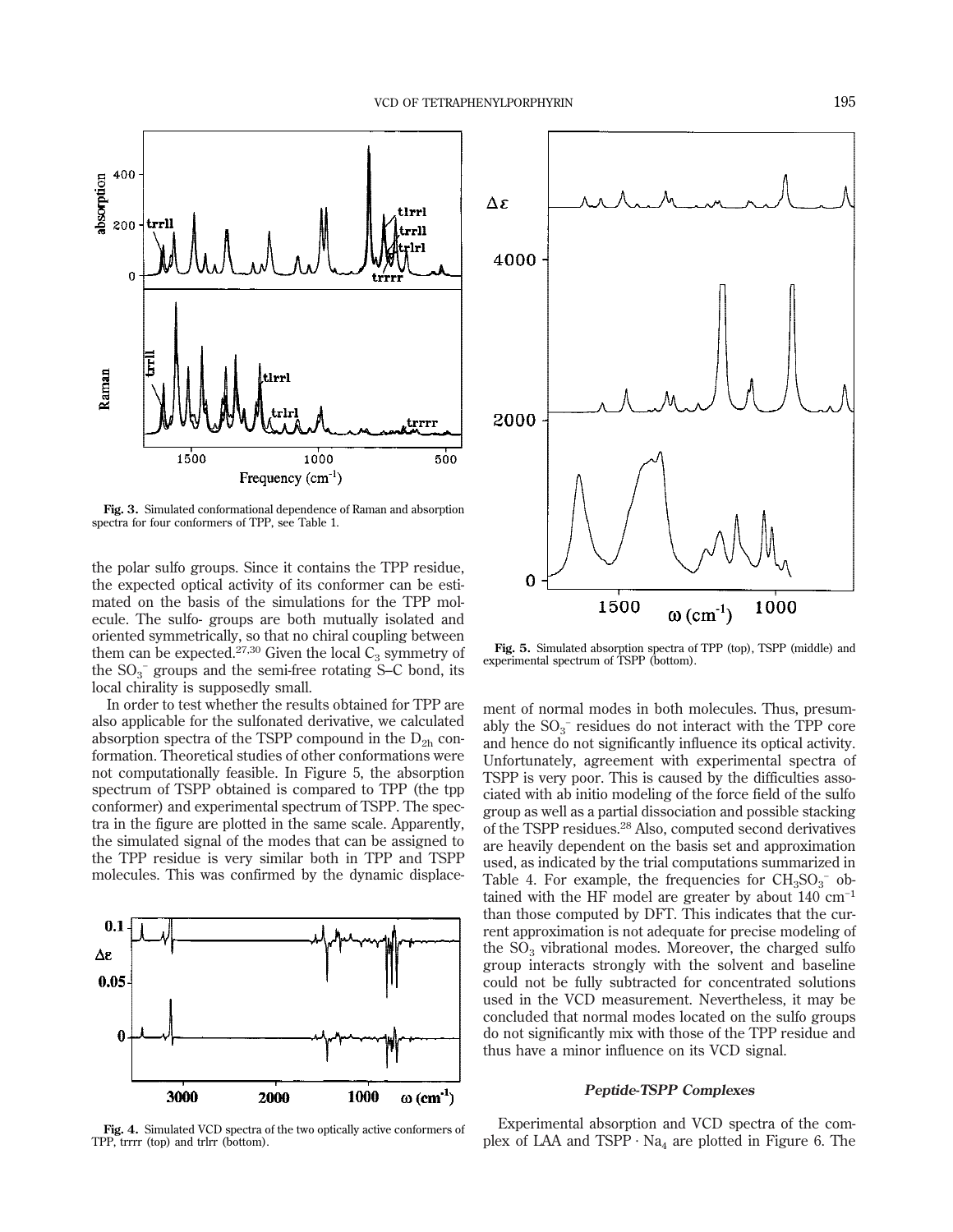Fig. 3. Simulated conformational dependence of Raman and absorption spectra for four conformers of TPP, see Table 1.

Fig. 4. Simulated VCD spectra of the two optically active conformers of TPP, trrrr (top) and trlrr (bottom).

Fig. 5. Simulated absorption spectra of TPP (top), TSPP (middle) and experimental spectrum of TSPP (bottom).

the polar sulfo groups. Since it contains the TPP residue, the expected optical activity of its conformer can be estimated on the basis of the simulations for the TPP molecule. The sulfo- groups are both mutually isolated and oriented symmetrically, so that no chiral coupling between them can be expected.[27,30] Given the local $C_3$ symmetry of the $SO_3^-$ groups and the semi-free rotating S–C bond, its local chirality is supposedly small.

In order to test whether the results obtained for TPP are also applicable for the sulfonated derivative, we calculated absorption spectra of the TSPP compound in the $D_{2h}$ conformation. Theoretical studies of other conformations were not computationally feasible. In Figure 5, the absorption spectrum of TSPP obtained is compared to TPP (the tpp conformer) and experimental spectrum of TSPP. The spectra in the figure are plotted in the same scale. Apparently, the simulated signal of the modes that can be assigned to the TPP residue is very similar both in TPP and TSPP molecules. This was confirmed by the dynamic displacement of normal modes in both molecules. Thus, presumably the $SO_3^-$ residues do not interact with the TPP core and hence do not significantly influence its optical activity. Unfortunately, agreement with experimental spectra of TSPP is very poor. This is caused by the difficulties associated with ab initio modeling of the force field of the sulfo group as well as a partial dissociation and possible stacking of the TSPP residues.[28] Also, computed second derivatives are heavily dependent on the basis set and approximation used, as indicated by the trial computations summarized in Table 4. For example, the frequencies for $CH_3SO_3^-$ obtained with the HF model are greater by about 140 cm$^{-1}$ than those computed by DFT. This indicates that the current approximation is not adequate for precise modeling of the $SO_3$ vibrational modes. Moreover, the charged sulfo group interacts strongly with the solvent and baseline could not be fully subtracted for concentrated solutions used in the VCD measurement. Nevertheless, it may be concluded that normal modes located on the sulfo groups do not significantly mix with those of the TPP residue and thus have a minor influence on its VCD signal.

### *Peptide-TSPP Complexes*

Experimental absorption and VCD spectra of the complex of LAA and TSPP · $Na_4$ are plotted in Figure 6. The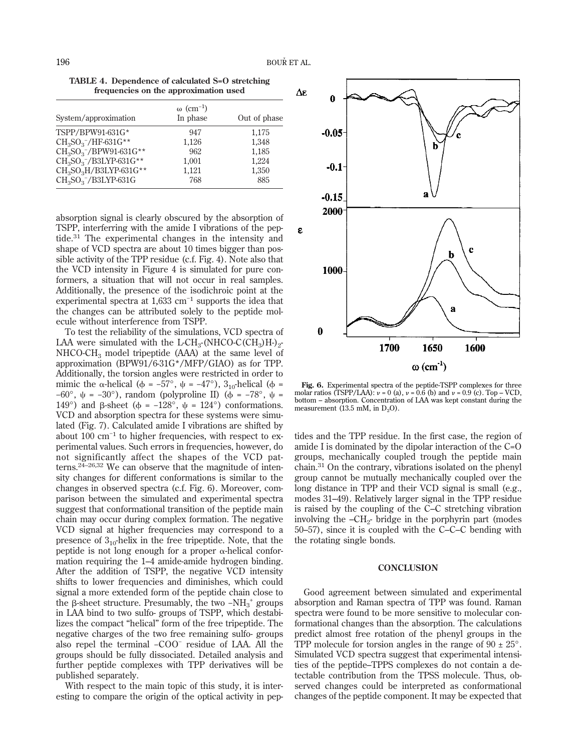**TABLE 4. Dependence of calculated S=O stretching frequencies on the approximation used**

| System/approximation | ω (cm$^{-1}$) In phase | Out of phase |
|---|---|---|
| TSPP/BPW91-631G* | 947 | 1,175 |
| $CH_3SO_3^-$/HF-631G** | 1,126 | 1,348 |
| $CH_3SO_3^-$/BPW91-631G** | 962 | 1,185 |
| $CH_3SO_3^-$/B3LYP-631G** | 1,001 | 1,224 |
| $CH_3SO_3H$/B3LYP-631G** | 1,121 | 1,350 |
| $CH_3SO_3^-$/B3LYP-631G | 768 | 885 |

absorption signal is clearly obscured by the absorption of TSPP, interferring with the amide I vibrations of the peptide.[31] The experimental changes in the intensity and shape of VCD spectra are about 10 times bigger than possible activity of the TPP residue (c.f. Fig. 4). Note also that the VCD intensity in Figure 4 is simulated for pure conformers, a situation that will not occur in real samples. Additionally, the presence of the isodichroic point at the experimental spectra at 1,633 cm$^{-1}$ supports the idea that the changes can be attributed solely to the peptide molecule without interference from TSPP.

To test the reliability of the simulations, VCD spectra of LAA were simulated with the L-$CH_3$-(NHCO-C($CH_3$)H-)$_2$-NHCO-$CH_3$ model tripeptide (AAA) at the same level of approximation (BPW91/6-31G*/MFP/GIAO) as for TPP. Additionally, the torsion angles were restricted in order to mimic the α-helical (φ = −57°, ψ = −47°), $3_{10}$-helical (φ = −60°, ψ = −30°), random (polyproline II) (φ = −78°, ψ = 149°) and β-sheet (φ = −128°, ψ = 124°) conformations. VCD and absorption spectra for these systems were simulated (Fig. 7). Calculated amide I vibrations are shifted by about 100 cm$^{-1}$ to higher frequencies, with respect to experimental values. Such errors in frequencies, however, do not significantly affect the shapes of the VCD patterns.[24–26,32] We can observe that the magnitude of intensity changes for different conformations is similar to the changes in observed spectra (c.f. Fig. 6). Moreover, comparison between the simulated and experimental spectra suggest that conformational transition of the peptide main chain may occur during complex formation. The negative VCD signal at higher frequencies may correspond to a presence of $3_{10}$-helix in the free tripeptide. Note, that the peptide is not long enough for a proper α-helical conformation requiring the 1–4 amide-amide hydrogen binding. After the addition of TSPP, the negative VCD intensity shifts to lower frequencies and diminishes, which could signal a more extended form of the peptide chain close to the β-sheet structure. Presumably, the two $-NH_3^+$ groups in LAA bind to two sulfo- groups of TSPP, which destabilizes the compact "helical" form of the free tripeptide. The negative charges of the two free remaining sulfo- groups also repel the terminal $-COO^-$ residue of LAA. All the groups should be fully dissociated. Detailed analysis and further peptide complexes with TPP derivatives will be published separately.

With respect to the main topic of this study, it is interesting to compare the origin of the optical activity in peptides and the TPP residue. In the first case, the region of amide I is dominated by the dipolar interaction of the C=O groups, mechanically coupled trough the peptide main chain.[31] On the contrary, vibrations isolated on the phenyl group cannot be mutually mechanically coupled over the long distance in TPP and their VCD signal is small (e.g., modes 31–49). Relatively larger signal in the TPP residue is raised by the coupling of the C–C stretching vibration involving the $-CH_2$- bridge in the porphyrin part (modes 50–57), since it is coupled with the C–C–C bending with the rotating single bonds.

**Fig. 6.** Experimental spectra of the peptide-TSPP complexes for three molar ratios (TSPP/LAA): ν = 0 (a), ν = 0.6 (b) and ν = 0.9 (c). Top – VCD, bottom – absorption. Concentration of LAA was kept constant during the measurement (13.5 mM, in $D_2O$).

## CONCLUSION

Good agreement between simulated and experimental absorption and Raman spectra of TPP was found. Raman spectra were found to be more sensitive to molecular conformational changes than the absorption. The calculations predict almost free rotation of the phenyl groups in the TPP molecule for torsion angles in the range of 90 ± 25°. Simulated VCD spectra suggest that experimental intensities of the peptide–TPPS complexes do not contain a detectable contribution from the TPSS molecule. Thus, observed changes could be interpreted as conformational changes of the peptide component. It may be expected that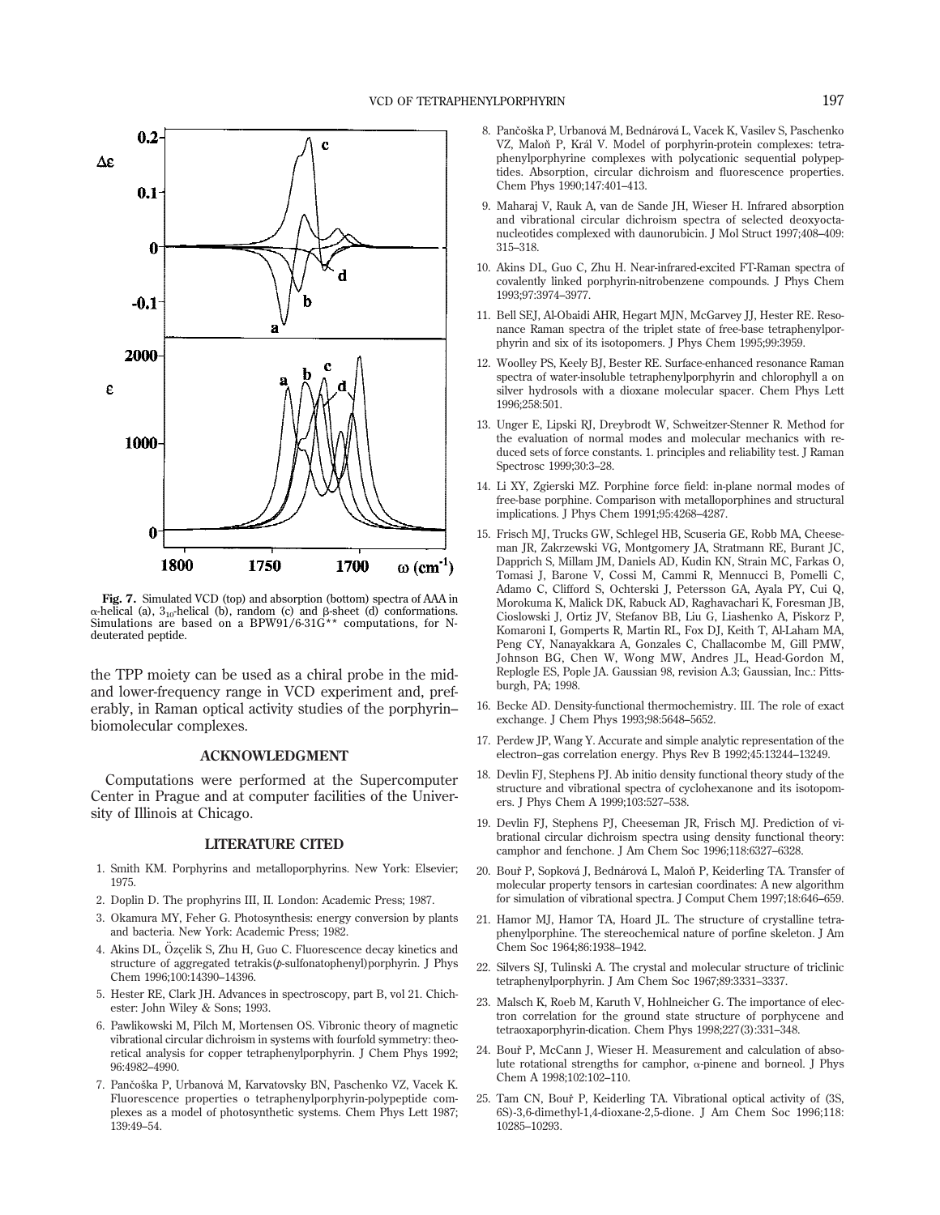**Fig. 7.** Simulated VCD (top) and absorption (bottom) spectra of AAA in α-helical (a), $3_{10}$-helical (b), random (c) and β-sheet (d) conformations. Simulations are based on a BPW91/6-31G** computations, for N-deuterated peptide.

the TPP moiety can be used as a chiral probe in the mid- and lower-frequency range in VCD experiment and, preferably, in Raman optical activity studies of the porphyrin–biomolecular complexes.

## ACKNOWLEDGMENT

Computations were performed at the Supercomputer Center in Prague and at computer facilities of the University of Illinois at Chicago.

## LITERATURE CITED

1. Smith KM. Porphyrins and metalloporphyrins. New York: Elsevier; 1975.
2. Doplin D. The prophyrins III, II. London: Academic Press; 1987.
3. Okamura MY, Feher G. Photosynthesis: energy conversion by plants and bacteria. New York: Academic Press; 1982.
4. Akins DL, Özçelik S, Zhu H, Guo C. Fluorescence decay kinetics and structure of aggregated tetrakis(*p*-sulfonatophenyl)porphyrin. J Phys Chem 1996;100:14390–14396.
5. Hester RE, Clark JH. Advances in spectroscopy, part B, vol 21. Chichester: John Wiley & Sons; 1993.
6. Pawlikowski M, Pilch M, Mortensen OS. Vibronic theory of magnetic vibrational circular dichroism in systems with fourfold symmetry: theoretical analysis for copper tetraphenylporphyrin. J Chem Phys 1992; 96:4982–4990.
7. Pančoška P, Urbanová M, Karvatovsky BN, Paschenko VZ, Vacek K. Fluorescence properties o tetraphenylporphyrin-polypeptide complexes as a model of photosynthetic systems. Chem Phys Lett 1987; 139:49–54.
8. Pančoška P, Urbanová M, Bednárová L, Vacek K, Vasilev S, Paschenko VZ, Maloň P, Král V. Model of porphyrin-protein complexes: tetraphenylporphyrine complexes with polycationic sequential polypeptides. Absorption, circular dichroism and fluorescence properties. Chem Phys 1990;147:401–413.
9. Maharaj V, Rauk A, van de Sande JH, Wieser H. Infrared absorption and vibrational circular dichroism spectra of selected deoxyoctanucleotides complexed with daunorubicin. J Mol Struct 1997;408–409: 315–318.
10. Akins DL, Guo C, Zhu H. Near-infrared-excited FT-Raman spectra of covalently linked porphyrin-nitrobenzene compounds. J Phys Chem 1993;97:3974–3977.
11. Bell SEJ, Al-Obaidi AHR, Hegart MJN, McGarvey JJ, Hester RE. Resonance Raman spectra of the triplet state of free-base tetraphenylporphyrin and six of its isotopomers. J Phys Chem 1995;99:3959.
12. Woolley PS, Keely BJ, Bester RE. Surface-enhanced resonance Raman spectra of water-insoluble tetraphenylporphyrin and chlorophyll a on silver hydrosols with a dioxane molecular spacer. Chem Phys Lett 1996;258:501.
13. Unger E, Lipski RJ, Dreybrodt W, Schweitzer-Stenner R. Method for the evaluation of normal modes and molecular mechanics with reduced sets of force constants. 1. principles and reliability test. J Raman Spectrosc 1999;30:3–28.
14. Li XY, Zgierski MZ. Porphine force field: in-plane normal modes of free-base porphine. Comparison with metalloporphines and structural implications. J Phys Chem 1991;95:4268–4287.
15. Frisch MJ, Trucks GW, Schlegel HB, Scuseria GE, Robb MA, Cheeseman JR, Zakrzewski VG, Montgomery JA, Stratmann RE, Burant JC, Dapprich S, Millam JM, Daniels AD, Kudin KN, Strain MC, Farkas O, Tomasi J, Barone V, Cossi M, Cammi R, Mennucci B, Pomelli C, Adamo C, Clifford S, Ochterski J, Petersson GA, Ayala PY, Cui Q, Morokuma K, Malick DK, Rabuck AD, Raghavachari K, Foresman JB, Cioslowski J, Ortiz JV, Stefanov BB, Liu G, Liashenko A, Piskorz P, Komaroni I, Gomperts R, Martin RL, Fox DJ, Keith T, Al-Laham MA, Peng CY, Nanayakkara A, Gonzales C, Challacombe M, Gill PMW, Johnson BG, Chen W, Wong MW, Andres JL, Head-Gordon M, Replogle ES, Pople JA. Gaussian 98, revision A.3; Gaussian, Inc.: Pittsburgh, PA; 1998.
16. Becke AD. Density-functional thermochemistry. III. The role of exact exchange. J Chem Phys 1993;98:5648–5652.
17. Perdew JP, Wang Y. Accurate and simple analytic representation of the electron–gas correlation energy. Phys Rev B 1992;45:13244–13249.
18. Devlin FJ, Stephens PJ. Ab initio density functional theory study of the structure and vibrational spectra of cyclohexanone and its isotopomers. J Phys Chem A 1999;103:527–538.
19. Devlin FJ, Stephens PJ, Cheeseman JR, Frisch MJ. Prediction of vibrational circular dichroism spectra using density functional theory: camphor and fenchone. J Am Chem Soc 1996;118:6327–6328.
20. Bouř P, Sopková J, Bednárová L, Maloň P, Keiderling TA. Transfer of molecular property tensors in cartesian coordinates: A new algorithm for simulation of vibrational spectra. J Comput Chem 1997;18:646–659.
21. Hamor MJ, Hamor TA, Hoard JL. The structure of crystalline tetraphenylporphine. The stereochemical nature of porfine skeleton. J Am Chem Soc 1964;86:1938–1942.
22. Silvers SJ, Tulinski A. The crystal and molecular structure of triclinic tetraphenylporphyrin. J Am Chem Soc 1967;89:3331–3337.
23. Malsch K, Roeb M, Karuth V, Hohlneicher G. The importance of electron correlation for the ground state structure of porphycene and tetraoxaporphyrin-dication. Chem Phys 1998;227(3):331–348.
24. Bouř P, McCann J, Wieser H. Measurement and calculation of absolute rotational strengths for camphor, α-pinene and borneol. J Phys Chem A 1998;102:102–110.
25. Tam CN, Bouř P, Keiderling TA. Vibrational optical activity of (3S, 6S)-3,6-dimethyl-1,4-dioxane-2,5-dione. J Am Chem Soc 1996;118: 10285–10293.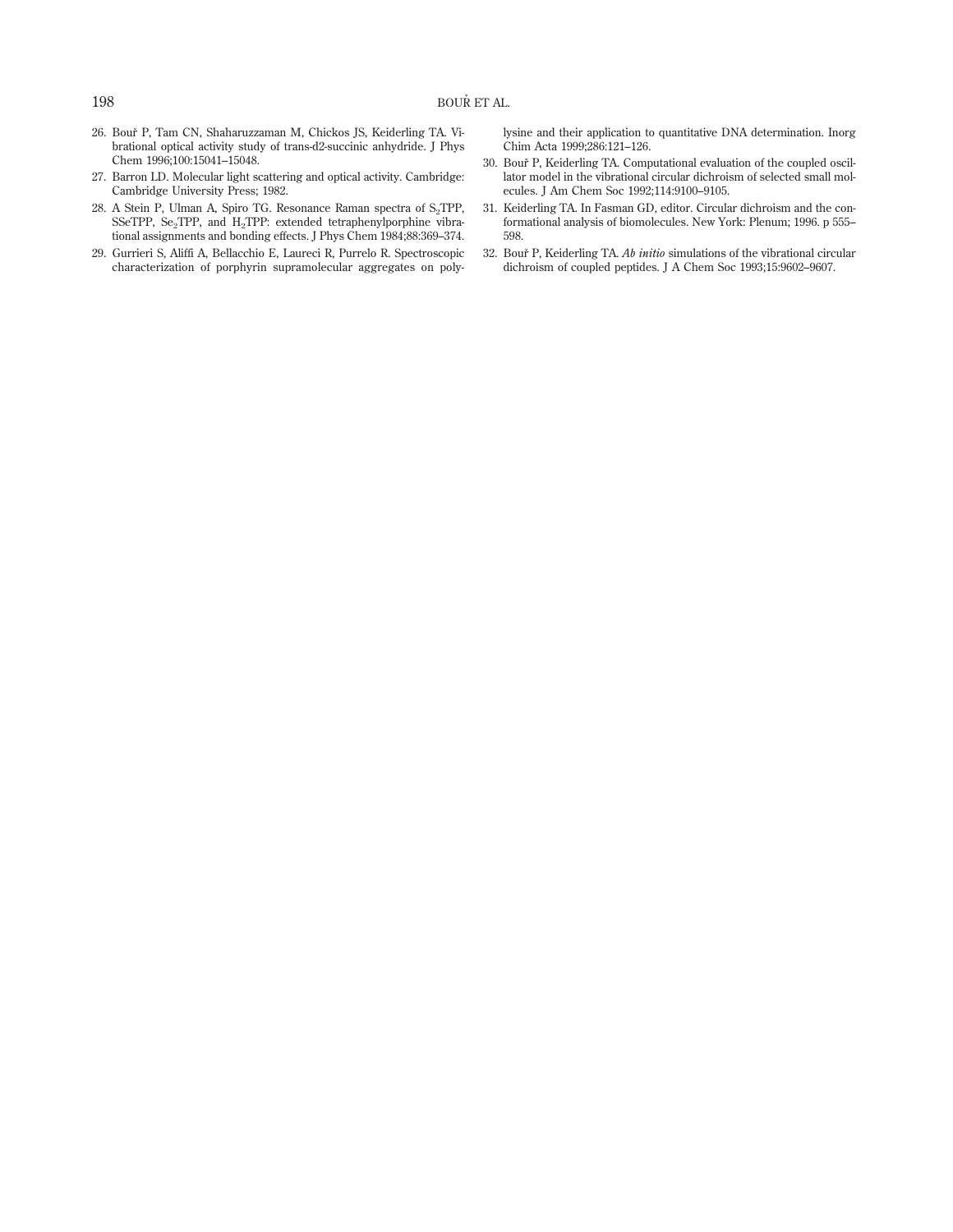26. Bouř P, Tam CN, Shaharuzzaman M, Chickos JS, Keiderling TA. Vibrational optical activity study of trans-d2-succinic anhydride. J Phys Chem 1996;100:15041–15048.
27. Barron LD. Molecular light scattering and optical activity. Cambridge: Cambridge University Press; 1982.
28. A Stein P, Ulman A, Spiro TG. Resonance Raman spectra of $S_2$TPP, SSeTPP, $Se_2$TPP, and $H_2$TPP: extended tetraphenylporphine vibrational assignments and bonding effects. J Phys Chem 1984;88:369–374.
29. Gurrieri S, Aliffi A, Bellacchio E, Laureci R, Purrelo R. Spectroscopic characterization of porphyrin supramolecular aggregates on polylysine and their application to quantitative DNA determination. Inorg Chim Acta 1999;286:121–126.
30. Bouř P, Keiderling TA. Computational evaluation of the coupled oscillator model in the vibrational circular dichroism of selected small molecules. J Am Chem Soc 1992;114:9100–9105.
31. Keiderling TA. In Fasman GD, editor. Circular dichroism and the conformational analysis of biomolecules. New York: Plenum; 1996. p 555–598.
32. Bouř P, Keiderling TA. *Ab initio* simulations of the vibrational circular dichroism of coupled peptides. J A Chem Soc 1993;15:9602–9607.